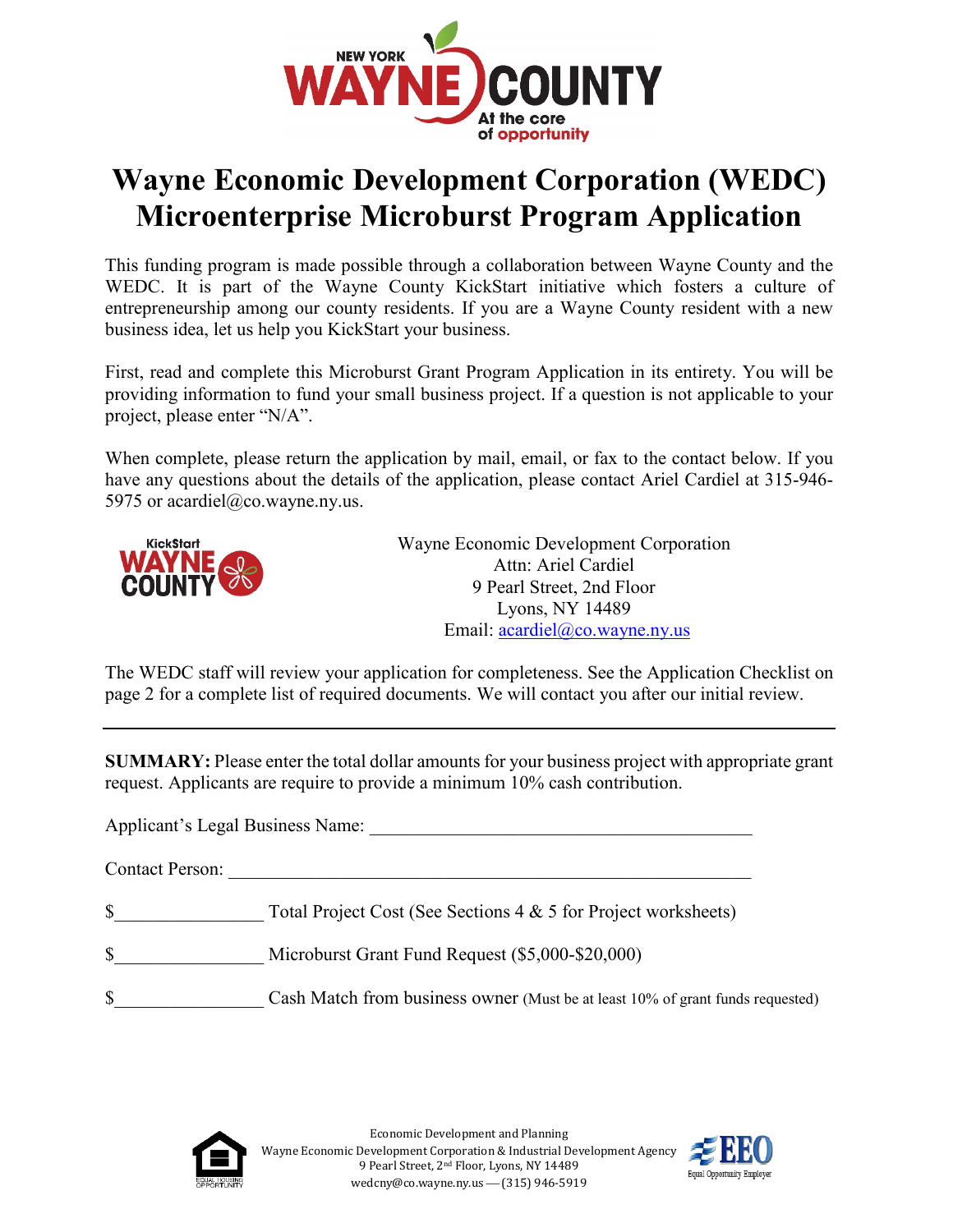# Wayne Economic Development Corporation (WEDC) Microenterprise Microburst Program Application

This funding program is made possible through a collaboration between Wayne County and the WEDC. It is part of the Wayne County KickStart initiative which fosters a culture of entrepreneurship among our county residents. If you are a Wayne County resident with a new business idea, let us help you KickStart your business.

First, read and complete this Microburst Grant Program Application in its entirety. You will be providing information to fund your small business project. If a question is not applicable to your project, please enter "N/A".

When complete, please return the application by mail, email, or fax to the contact below. If you have any questions about the details of the application, please contact Ariel Cardiel at 315-946-5975 or acardiel@co.wayne.ny.us.

Wayne Economic Development Corporation
Attn: Ariel Cardiel
9 Pearl Street, 2nd Floor
Lyons, NY 14489
Email: acardiel@co.wayne.ny.us

The WEDC staff will review your application for completeness. See the Application Checklist on page 2 for a complete list of required documents. We will contact you after our initial review.

---

**SUMMARY:** Please enter the total dollar amounts for your business project with appropriate grant request. Applicants are require to provide a minimum 10% cash contribution.

Applicant's Legal Business Name: ________________________________________

Contact Person: ________________________________________________________

$______________ Total Project Cost (See Sections 4 & 5 for Project worksheets)

$______________ Microburst Grant Fund Request ($5,000-$20,000)

$______________ Cash Match from business owner (Must be at least 10% of grant funds requested)

Economic Development and Planning
Wayne Economic Development Corporation & Industrial Development Agency
9 Pearl Street, 2nd Floor, Lyons, NY 14489
wedcny@co.wayne.ny.us — (315) 946-5919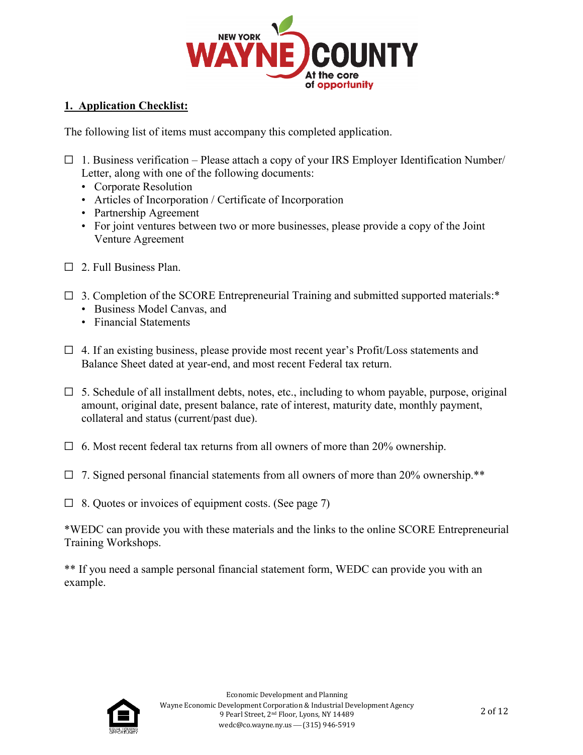## 1. Application Checklist:

The following list of items must accompany this completed application.

- ☐ 1. Business verification – Please attach a copy of your IRS Employer Identification Number/ Letter, along with one of the following documents:
  - Corporate Resolution
  - Articles of Incorporation / Certificate of Incorporation
  - Partnership Agreement
  - For joint ventures between two or more businesses, please provide a copy of the Joint Venture Agreement
- ☐ 2. Full Business Plan.
- ☐ 3. Completion of the SCORE Entrepreneurial Training and submitted supported materials:*
  - Business Model Canvas, and
  - Financial Statements
- ☐ 4. If an existing business, please provide most recent year's Profit/Loss statements and Balance Sheet dated at year-end, and most recent Federal tax return.
- ☐ 5. Schedule of all installment debts, notes, etc., including to whom payable, purpose, original amount, original date, present balance, rate of interest, maturity date, monthly payment, collateral and status (current/past due).
- ☐ 6. Most recent federal tax returns from all owners of more than 20% ownership.
- ☐ 7. Signed personal financial statements from all owners of more than 20% ownership.**
- ☐ 8. Quotes or invoices of equipment costs. (See page 7)

*WEDC can provide you with these materials and the links to the online SCORE Entrepreneurial Training Workshops.

** If you need a sample personal financial statement form, WEDC can provide you with an example.

Economic Development and Planning
Wayne Economic Development Corporation & Industrial Development Agency
9 Pearl Street, 2nd Floor, Lyons, NY 14489
wedc@co.wayne.ny.us — (315) 946-5919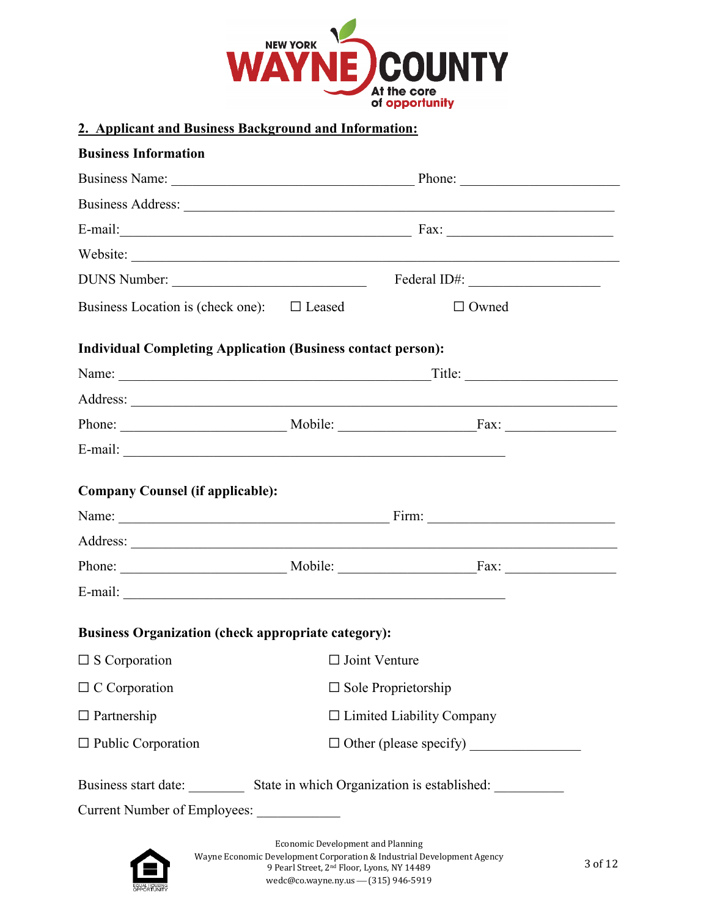## 2. Applicant and Business Background and Information:

**Business Information**

Business Name: ________________________________ Phone: ____________________

Business Address: ________________________________________________________

E-mail: _______________________________________ Fax: ______________________

Website: ________________________________________________________________

DUNS Number: ________________________ Federal ID#: __________________

Business Location is (check one): ☐ Leased ☐ Owned

**Individual Completing Application (Business contact person):**

Name: __________________________________________ Title: ____________________

Address: ________________________________________________________________

Phone: ______________________ Mobile: __________________ Fax: _______________

E-mail: ______________________________________________________

**Company Counsel (if applicable):**

Name: _____________________________________ Firm: __________________________

Address: ________________________________________________________________

Phone: ______________________ Mobile: __________________ Fax: _______________

E-mail: ______________________________________________________

**Business Organization (check appropriate category):**

☐ S Corporation ☐ Joint Venture

☐ C Corporation ☐ Sole Proprietorship

☐ Partnership ☐ Limited Liability Company

☐ Public Corporation ☐ Other (please specify) _______________

Business start date: ________ State in which Organization is established: _________

Current Number of Employees: ___________

Economic Development and Planning
Wayne Economic Development Corporation & Industrial Development Agency
9 Pearl Street, 2nd Floor, Lyons, NY 14489
wedc@co.wayne.ny.us — (315) 946-5919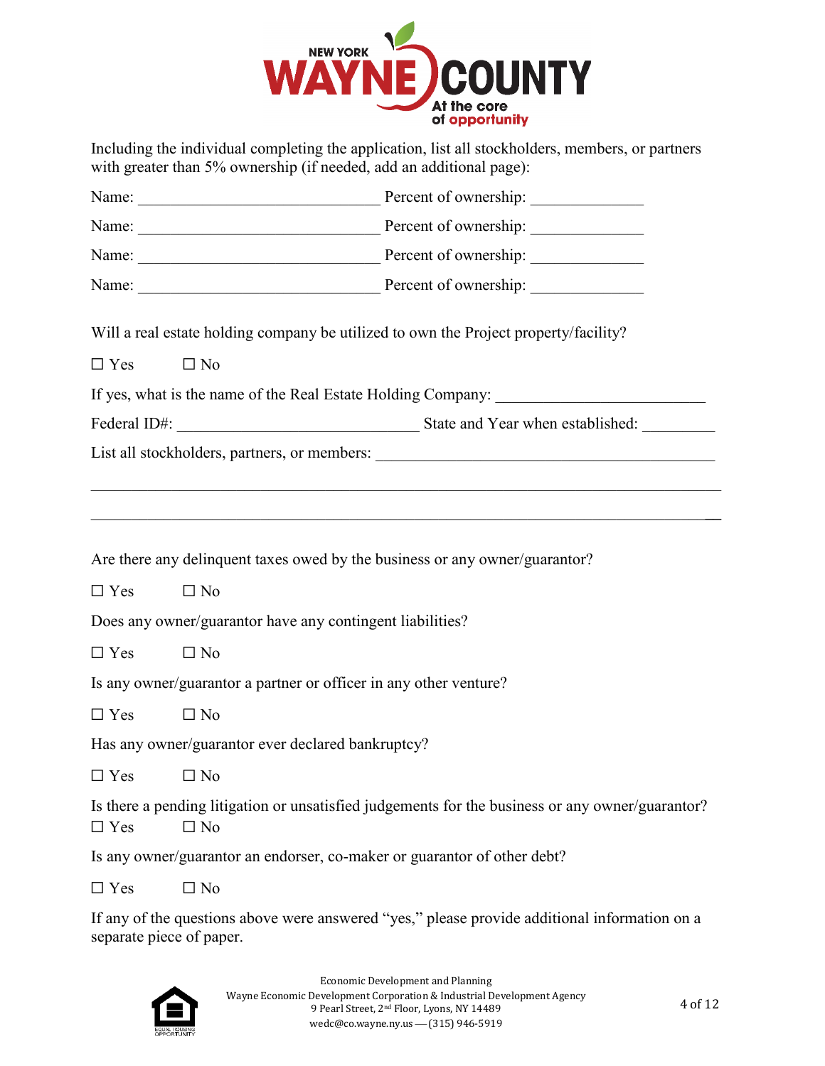Including the individual completing the application, list all stockholders, members, or partners with greater than 5% ownership (if needed, add an additional page):

Name: ______________________________ Percent of ownership: ______________

Name: ______________________________ Percent of ownership: ______________

Name: ______________________________ Percent of ownership: ______________

Name: ______________________________ Percent of ownership: ______________

Will a real estate holding company be utilized to own the Project property/facility?

☐ Yes ☐ No

If yes, what is the name of the Real Estate Holding Company: _________________________

Federal ID#: ______________________________ State and Year when established: _________

List all stockholders, partners, or members: __________________________________________

_____________________________________________________________________________

_____________________________________________________________________________

Are there any delinquent taxes owed by the business or any owner/guarantor?

☐ Yes ☐ No

Does any owner/guarantor have any contingent liabilities?

☐ Yes ☐ No

Is any owner/guarantor a partner or officer in any other venture?

☐ Yes ☐ No

Has any owner/guarantor ever declared bankruptcy?

☐ Yes ☐ No

Is there a pending litigation or unsatisfied judgements for the business or any owner/guarantor?

☐ Yes ☐ No

Is any owner/guarantor an endorser, co-maker or guarantor of other debt?

☐ Yes ☐ No

If any of the questions above were answered "yes," please provide additional information on a separate piece of paper.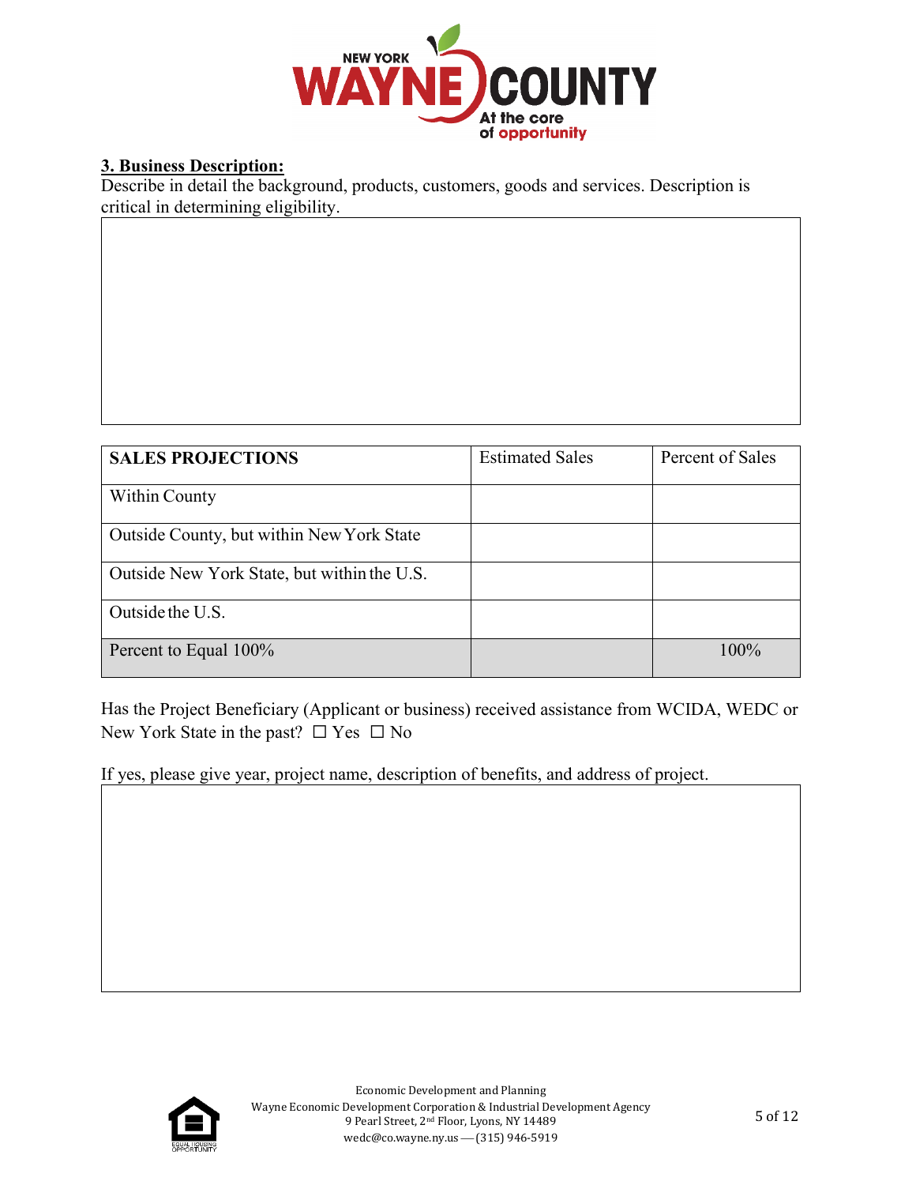## 3. Business Description:

Describe in detail the background, products, customers, goods and services. Description is critical in determining eligibility.

| SALES PROJECTIONS | Estimated Sales | Percent of Sales |
|---|---|---|
| Within County | | |
| Outside County, but within New York State | | |
| Outside New York State, but within the U.S. | | |
| Outside the U.S. | | |
| Percent to Equal 100% | | 100% |

Has the Project Beneficiary (Applicant or business) received assistance from WCIDA, WEDC or New York State in the past? ☐ Yes ☐ No

If yes, please give year, project name, description of benefits, and address of project.

Economic Development and Planning
Wayne Economic Development Corporation & Industrial Development Agency
9 Pearl Street, 2nd Floor, Lyons, NY 14489
wedc@co.wayne.ny.us — (315) 946-5919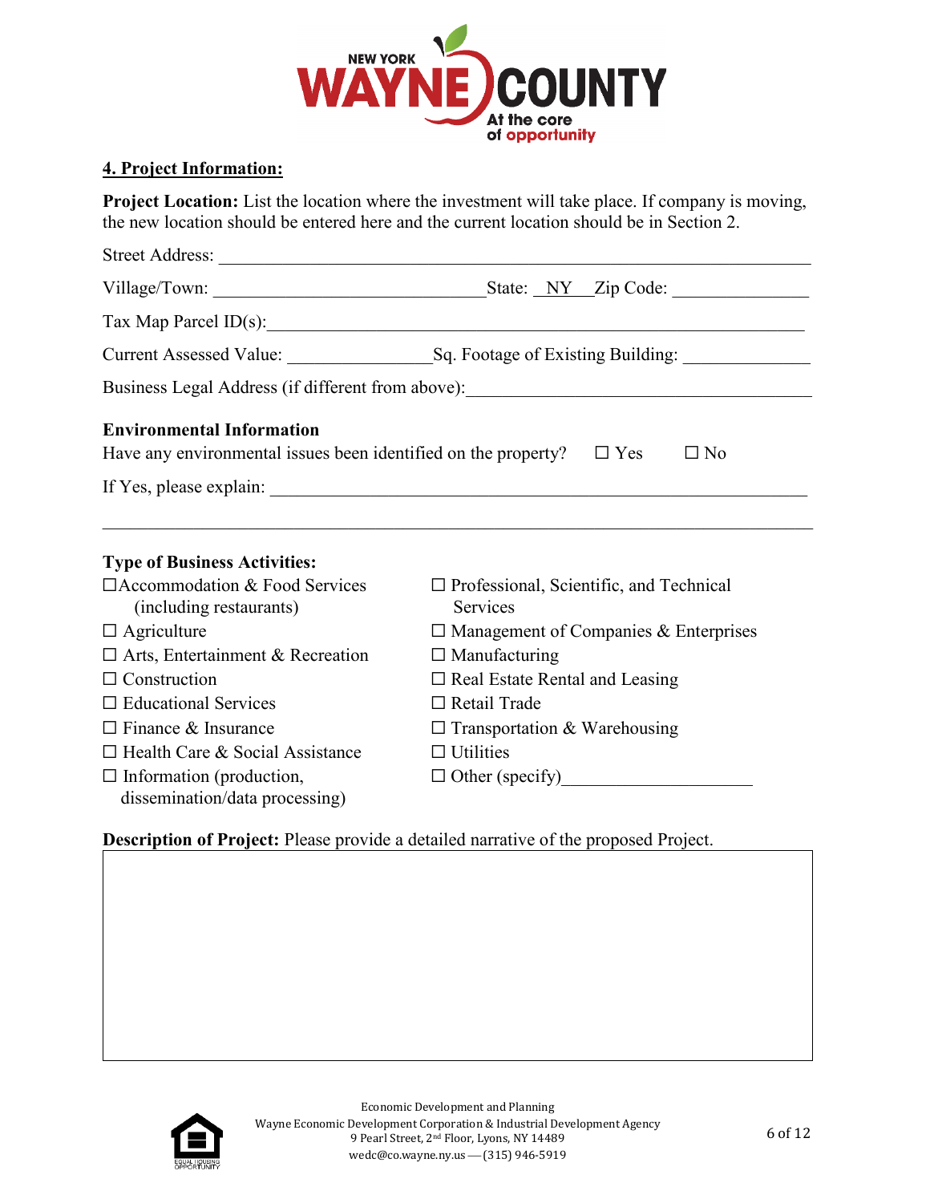## 4. Project Information:

**Project Location:** List the location where the investment will take place. If company is moving, the new location should be entered here and the current location should be in Section 2.

Street Address: ____________________________________________

Village/Town: ____________________ State: NY Zip Code: ____________

Tax Map Parcel ID(s):____________________________________________

Current Assessed Value: ____________ Sq. Footage of Existing Building: ____________

Business Legal Address (if different from above):______________________________

**Environmental Information**

Have any environmental issues been identified on the property? ☐ Yes ☐ No

If Yes, please explain: ____________________________________________

____________________________________________________________

**Type of Business Activities:**

- ☐ Accommodation & Food Services (including restaurants)
- ☐ Agriculture
- ☐ Arts, Entertainment & Recreation
- ☐ Construction
- ☐ Educational Services
- ☐ Finance & Insurance
- ☐ Health Care & Social Assistance
- ☐ Information (production, dissemination/data processing)
- ☐ Professional, Scientific, and Technical Services
- ☐ Management of Companies & Enterprises
- ☐ Manufacturing
- ☐ Real Estate Rental and Leasing
- ☐ Retail Trade
- ☐ Transportation & Warehousing
- ☐ Utilities
- ☐ Other (specify)____________________

**Description of Project:** Please provide a detailed narrative of the proposed Project.

Economic Development and Planning
Wayne Economic Development Corporation & Industrial Development Agency
9 Pearl Street, 2nd Floor, Lyons, NY 14489
wedc@co.wayne.ny.us — (315) 946-5919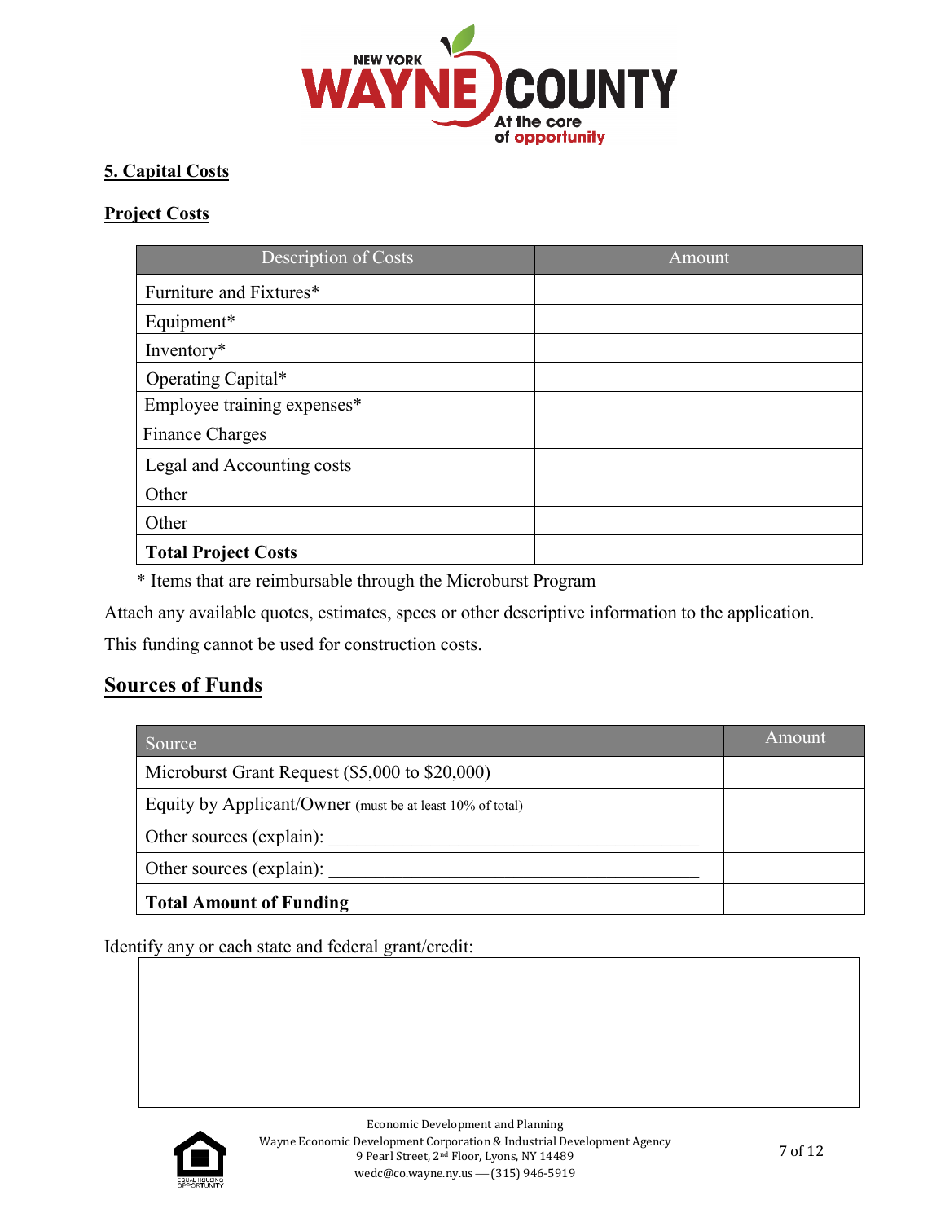## 5. Capital Costs

### Project Costs

| Description of Costs | Amount |
| --- | --- |
| Furniture and Fixtures* | |
| Equipment* | |
| Inventory* | |
| Operating Capital* | |
| Employee training expenses* | |
| Finance Charges | |
| Legal and Accounting costs | |
| Other | |
| Other | |
| **Total Project Costs** | |

\* Items that are reimbursable through the Microburst Program

Attach any available quotes, estimates, specs or other descriptive information to the application.

This funding cannot be used for construction costs.

## Sources of Funds

| Source | Amount |
| --- | --- |
| Microburst Grant Request ($5,000 to $20,000) | |
| Equity by Applicant/Owner (must be at least 10% of total) | |
| Other sources (explain): ________________________________________ | |
| Other sources (explain): ________________________________________ | |
| **Total Amount of Funding** | |

Identify any or each state and federal grant/credit:

| |
| --- |
| |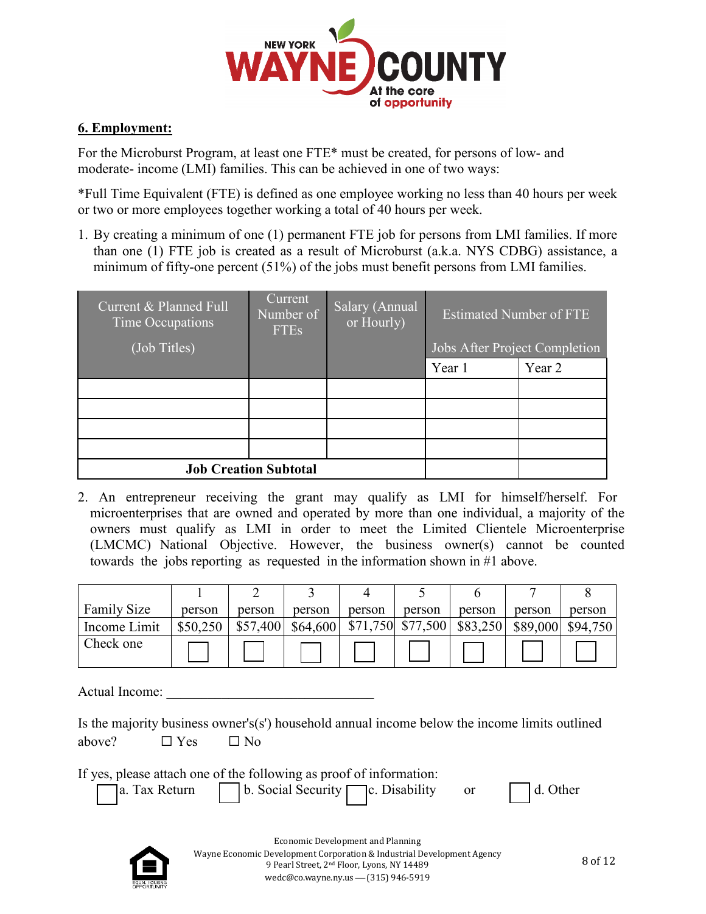## 6. Employment:

For the Microburst Program, at least one FTE* must be created, for persons of low- and moderate- income (LMI) families. This can be achieved in one of two ways:

*Full Time Equivalent (FTE) is defined as one employee working no less than 40 hours per week or two or more employees together working a total of 40 hours per week.

1. By creating a minimum of one (1) permanent FTE job for persons from LMI families. If more than one (1) FTE job is created as a result of Microburst (a.k.a. NYS CDBG) assistance, a minimum of fifty-one percent (51%) of the jobs must benefit persons from LMI families.

| Current & Planned Full Time Occupations (Job Titles) | Current Number of FTEs | Salary (Annual or Hourly) | Estimated Number of FTE Jobs After Project Completion | |
|---|---|---|---|---|
| | | | Year 1 | Year 2 |
| | | | | |
| | | | | |
| | | | | |
| | | | | |
| **Job Creation Subtotal** | | | | |

2. An entrepreneur receiving the grant may qualify as LMI for himself/herself. For microenterprises that are owned and operated by more than one individual, a majority of the owners must qualify as LMI in order to meet the Limited Clientele Microenterprise (LMCMC) National Objective. However, the business owner(s) cannot be counted towards the jobs reporting as requested in the information shown in #1 above.

| Family Size | 1 person | 2 person | 3 person | 4 person | 5 person | 6 person | 7 person | 8 person |
|---|---|---|---|---|---|---|---|---|
| Income Limit | $50,250 | $57,400 | $64,600 | $71,750 | $77,500 | $83,250 | $89,000 | $94,750 |
| Check one | ☐ | ☐ | ☐ | ☐ | ☐ | ☐ | ☐ | ☐ |

Actual Income: ______________________________

Is the majority business owner's(s') household annual income below the income limits outlined above? ☐ Yes ☐ No

If yes, please attach one of the following as proof of information:

☐ a. Tax Return ☐ b. Social Security ☐ c. Disability or ☐ d. Other

Economic Development and Planning
Wayne Economic Development Corporation & Industrial Development Agency
9 Pearl Street, 2nd Floor, Lyons, NY 14489
wedc@co.wayne.ny.us — (315) 946-5919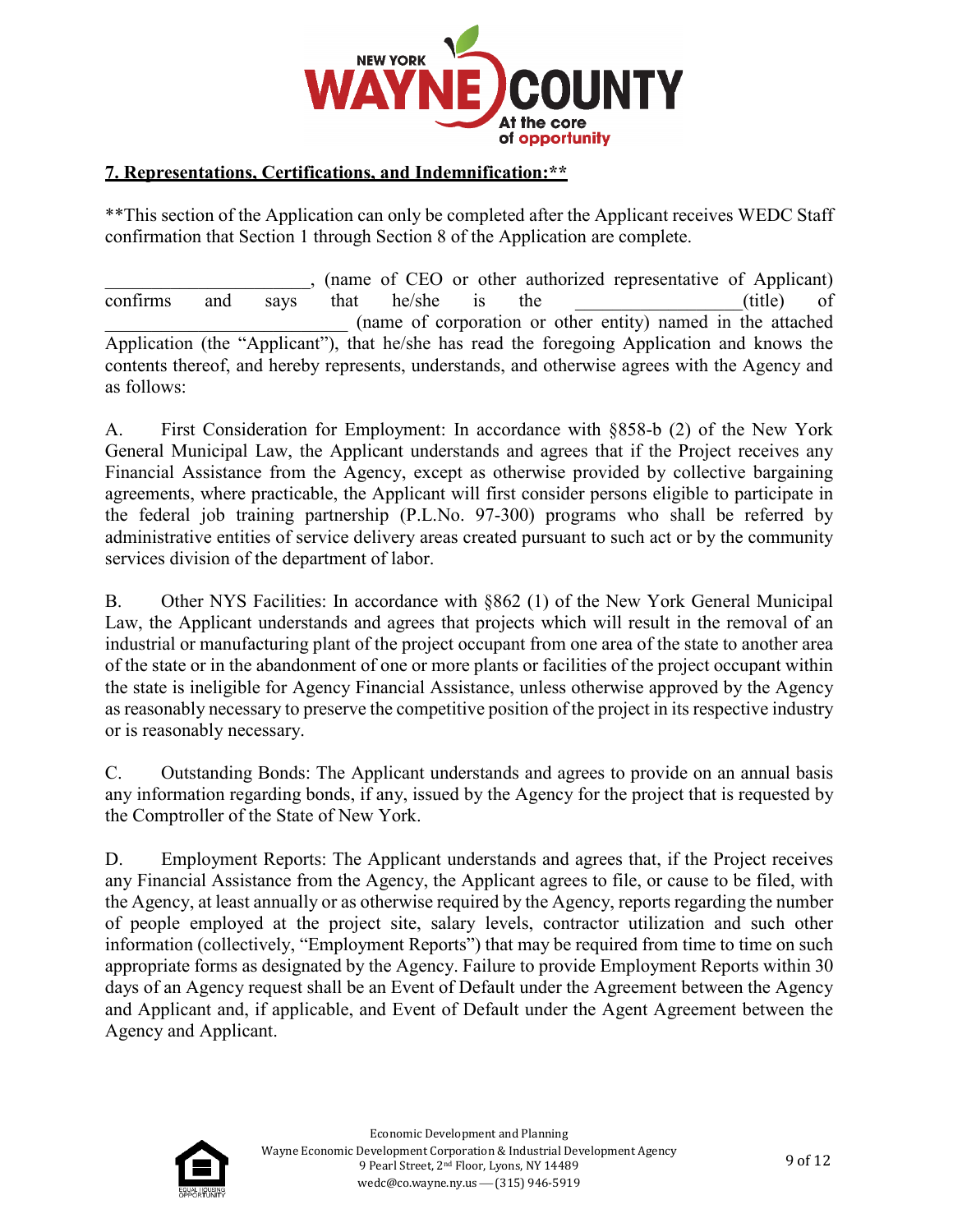**7. Representations, Certifications, and Indemnification:****

**This section of the Application can only be completed after the Applicant receives WEDC Staff confirmation that Section 1 through Section 8 of the Application are complete.

______________________, (name of CEO or other authorized representative of Applicant) confirms and says that he/she is the _________________(title) of __________________________ (name of corporation or other entity) named in the attached Application (the "Applicant"), that he/she has read the foregoing Application and knows the contents thereof, and hereby represents, understands, and otherwise agrees with the Agency and as follows:

A. First Consideration for Employment: In accordance with §858-b (2) of the New York General Municipal Law, the Applicant understands and agrees that if the Project receives any Financial Assistance from the Agency, except as otherwise provided by collective bargaining agreements, where practicable, the Applicant will first consider persons eligible to participate in the federal job training partnership (P.L.No. 97-300) programs who shall be referred by administrative entities of service delivery areas created pursuant to such act or by the community services division of the department of labor.

B. Other NYS Facilities: In accordance with §862 (1) of the New York General Municipal Law, the Applicant understands and agrees that projects which will result in the removal of an industrial or manufacturing plant of the project occupant from one area of the state to another area of the state or in the abandonment of one or more plants or facilities of the project occupant within the state is ineligible for Agency Financial Assistance, unless otherwise approved by the Agency as reasonably necessary to preserve the competitive position of the project in its respective industry or is reasonably necessary.

C. Outstanding Bonds: The Applicant understands and agrees to provide on an annual basis any information regarding bonds, if any, issued by the Agency for the project that is requested by the Comptroller of the State of New York.

D. Employment Reports: The Applicant understands and agrees that, if the Project receives any Financial Assistance from the Agency, the Applicant agrees to file, or cause to be filed, with the Agency, at least annually or as otherwise required by the Agency, reports regarding the number of people employed at the project site, salary levels, contractor utilization and such other information (collectively, "Employment Reports") that may be required from time to time on such appropriate forms as designated by the Agency. Failure to provide Employment Reports within 30 days of an Agency request shall be an Event of Default under the Agreement between the Agency and Applicant and, if applicable, and Event of Default under the Agent Agreement between the Agency and Applicant.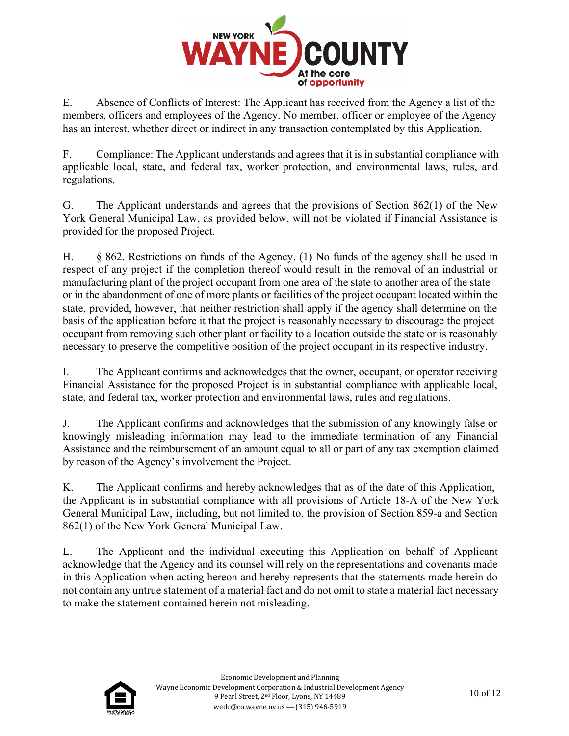E. Absence of Conflicts of Interest: The Applicant has received from the Agency a list of the members, officers and employees of the Agency. No member, officer or employee of the Agency has an interest, whether direct or indirect in any transaction contemplated by this Application.

F. Compliance: The Applicant understands and agrees that it is in substantial compliance with applicable local, state, and federal tax, worker protection, and environmental laws, rules, and regulations.

G. The Applicant understands and agrees that the provisions of Section 862(1) of the New York General Municipal Law, as provided below, will not be violated if Financial Assistance is provided for the proposed Project.

H. § 862. Restrictions on funds of the Agency. (1) No funds of the agency shall be used in respect of any project if the completion thereof would result in the removal of an industrial or manufacturing plant of the project occupant from one area of the state to another area of the state or in the abandonment of one of more plants or facilities of the project occupant located within the state, provided, however, that neither restriction shall apply if the agency shall determine on the basis of the application before it that the project is reasonably necessary to discourage the project occupant from removing such other plant or facility to a location outside the state or is reasonably necessary to preserve the competitive position of the project occupant in its respective industry.

I. The Applicant confirms and acknowledges that the owner, occupant, or operator receiving Financial Assistance for the proposed Project is in substantial compliance with applicable local, state, and federal tax, worker protection and environmental laws, rules and regulations.

J. The Applicant confirms and acknowledges that the submission of any knowingly false or knowingly misleading information may lead to the immediate termination of any Financial Assistance and the reimbursement of an amount equal to all or part of any tax exemption claimed by reason of the Agency's involvement the Project.

K. The Applicant confirms and hereby acknowledges that as of the date of this Application, the Applicant is in substantial compliance with all provisions of Article 18-A of the New York General Municipal Law, including, but not limited to, the provision of Section 859-a and Section 862(1) of the New York General Municipal Law.

L. The Applicant and the individual executing this Application on behalf of Applicant acknowledge that the Agency and its counsel will rely on the representations and covenants made in this Application when acting hereon and hereby represents that the statements made herein do not contain any untrue statement of a material fact and do not omit to state a material fact necessary to make the statement contained herein not misleading.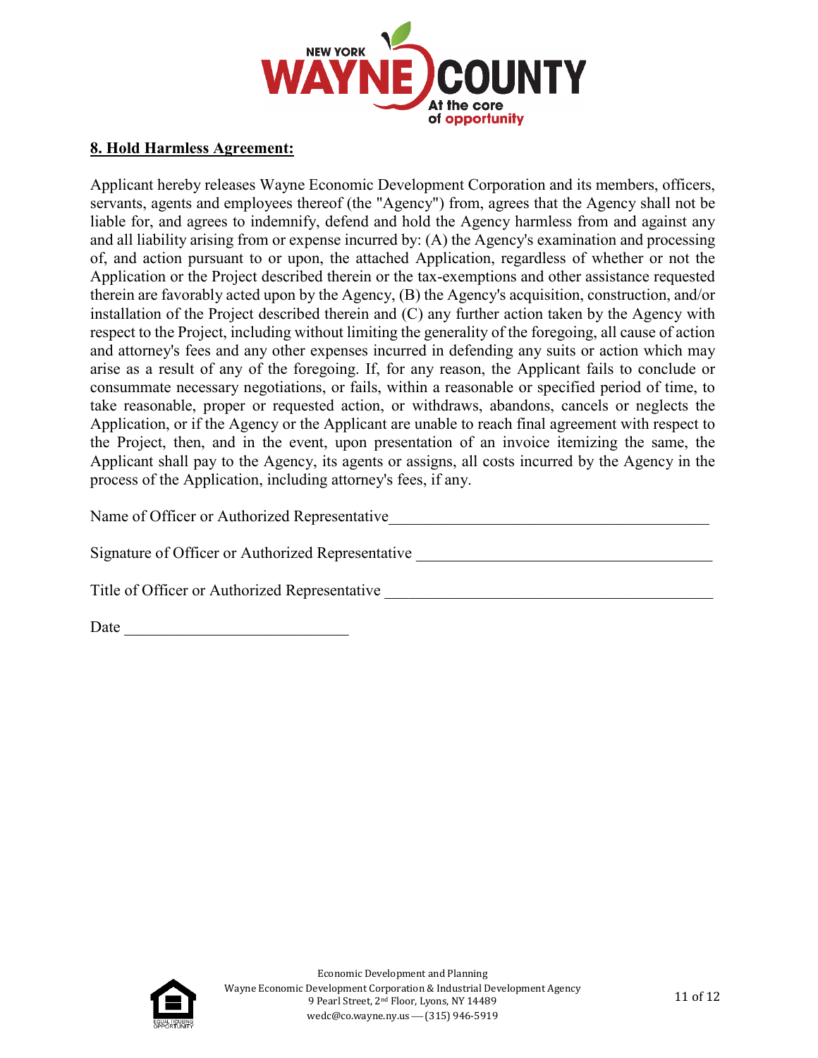## 8. Hold Harmless Agreement:

Applicant hereby releases Wayne Economic Development Corporation and its members, officers, servants, agents and employees thereof (the "Agency") from, agrees that the Agency shall not be liable for, and agrees to indemnify, defend and hold the Agency harmless from and against any and all liability arising from or expense incurred by: (A) the Agency's examination and processing of, and action pursuant to or upon, the attached Application, regardless of whether or not the Application or the Project described therein or the tax-exemptions and other assistance requested therein are favorably acted upon by the Agency, (B) the Agency's acquisition, construction, and/or installation of the Project described therein and (C) any further action taken by the Agency with respect to the Project, including without limiting the generality of the foregoing, all cause of action and attorney's fees and any other expenses incurred in defending any suits or action which may arise as a result of any of the foregoing. If, for any reason, the Applicant fails to conclude or consummate necessary negotiations, or fails, within a reasonable or specified period of time, to take reasonable, proper or requested action, or withdraws, abandons, cancels or neglects the Application, or if the Agency or the Applicant are unable to reach final agreement with respect to the Project, then, and in the event, upon presentation of an invoice itemizing the same, the Applicant shall pay to the Agency, its agents or assigns, all costs incurred by the Agency in the process of the Application, including attorney's fees, if any.

Name of Officer or Authorized Representative________________________________________

Signature of Officer or Authorized Representative _____________________________________

Title of Officer or Authorized Representative __________________________________________

Date ____________________________

Economic Development and Planning
Wayne Economic Development Corporation & Industrial Development Agency
9 Pearl Street, 2nd Floor, Lyons, NY 14489
wedc@co.wayne.ny.us — (315) 946-5919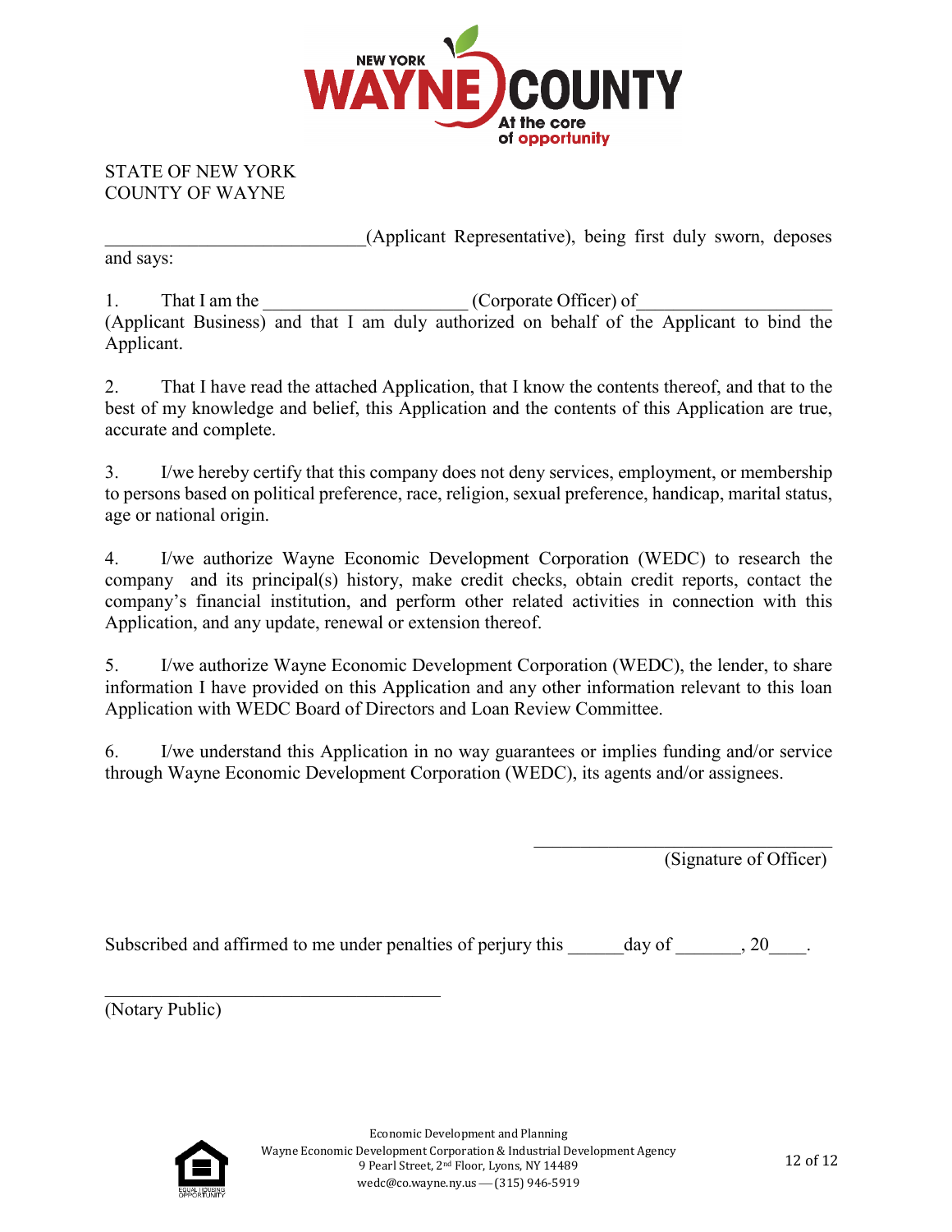STATE OF NEW YORK
COUNTY OF WAYNE

___________________________(Applicant Representative), being first duly sworn, deposes and says:

1. That I am the _____________________ (Corporate Officer) of___________________ (Applicant Business) and that I am duly authorized on behalf of the Applicant to bind the Applicant.

2. That I have read the attached Application, that I know the contents thereof, and that to the best of my knowledge and belief, this Application and the contents of this Application are true, accurate and complete.

3. I/we hereby certify that this company does not deny services, employment, or membership to persons based on political preference, race, religion, sexual preference, handicap, marital status, age or national origin.

4. I/we authorize Wayne Economic Development Corporation (WEDC) to research the company and its principal(s) history, make credit checks, obtain credit reports, contact the company's financial institution, and perform other related activities in connection with this Application, and any update, renewal or extension thereof.

5. I/we authorize Wayne Economic Development Corporation (WEDC), the lender, to share information I have provided on this Application and any other information relevant to this loan Application with WEDC Board of Directors and Loan Review Committee.

6. I/we understand this Application in no way guarantees or implies funding and/or service through Wayne Economic Development Corporation (WEDC), its agents and/or assignees.

_______________________________
(Signature of Officer)

Subscribed and affirmed to me under penalties of perjury this ______day of _______, 20____.

___________________________________
(Notary Public)

Economic Development and Planning
Wayne Economic Development Corporation & Industrial Development Agency
9 Pearl Street, 2nd Floor, Lyons, NY 14489
wedc@co.wayne.ny.us — (315) 946-5919